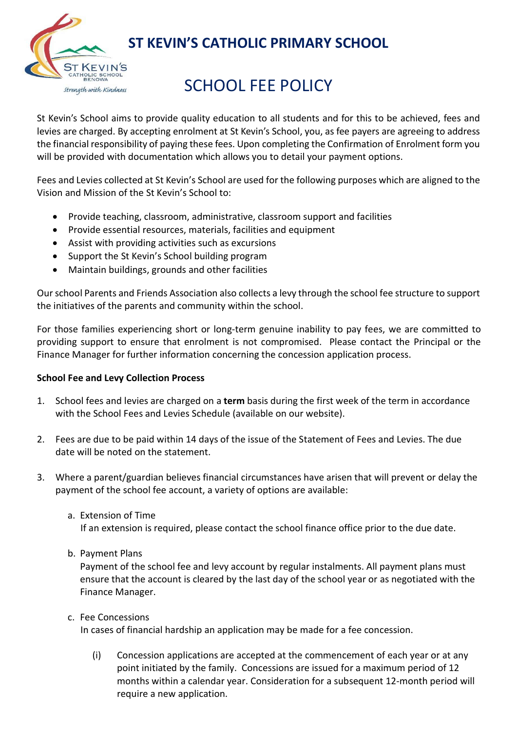# ST KEVIN'S CATHOLIC PRIMARY SCHOOL

## SCHOOL FEE POLICY

St Kevin's School aims to provide quality education to all students and for this to be achieved, fees and levies are charged. By accepting enrolment at St Kevin's School, you, as fee payers are agreeing to address the financial responsibility of paying these fees. Upon completing the Confirmation of Enrolment form you will be provided with documentation which allows you to detail your payment options.

Fees and Levies collected at St Kevin's School are used for the following purposes which are aligned to the Vision and Mission of the St Kevin's School to:

- Provide teaching, classroom, administrative, classroom support and facilities
- Provide essential resources, materials, facilities and equipment
- Assist with providing activities such as excursions
- Support the St Kevin's School building program
- Maintain buildings, grounds and other facilities

Our school Parents and Friends Association also collects a levy through the school fee structure to support the initiatives of the parents and community within the school.

For those families experiencing short or long-term genuine inability to pay fees, we are committed to providing support to ensure that enrolment is not compromised. Please contact the Principal or the Finance Manager for further information concerning the concession application process.

**School Fee and Levy Collection Process**

1. School fees and levies are charged on a **term** basis during the first week of the term in accordance with the School Fees and Levies Schedule (available on our website).

2. Fees are due to be paid within 14 days of the issue of the Statement of Fees and Levies. The due date will be noted on the statement.

3. Where a parent/guardian believes financial circumstances have arisen that will prevent or delay the payment of the school fee account, a variety of options are available:

   a. Extension of Time
      If an extension is required, please contact the school finance office prior to the due date.

   b. Payment Plans
      Payment of the school fee and levy account by regular instalments. All payment plans must ensure that the account is cleared by the last day of the school year or as negotiated with the Finance Manager.

   c. Fee Concessions
      In cases of financial hardship an application may be made for a fee concession.

      (i) Concession applications are accepted at the commencement of each year or at any point initiated by the family. Concessions are issued for a maximum period of 12 months within a calendar year. Consideration for a subsequent 12-month period will require a new application.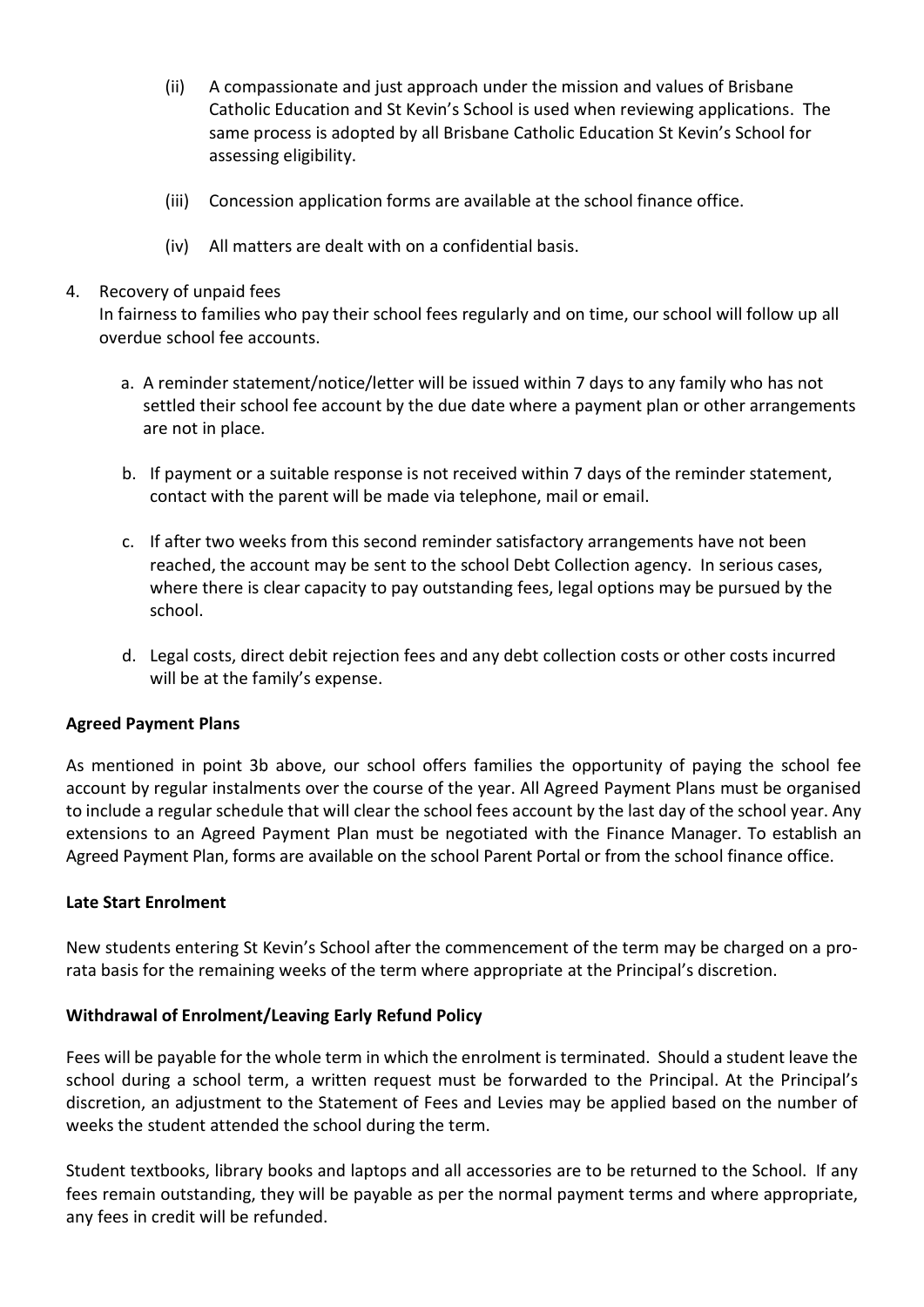(ii) A compassionate and just approach under the mission and values of Brisbane Catholic Education and St Kevin's School is used when reviewing applications. The same process is adopted by all Brisbane Catholic Education St Kevin's School for assessing eligibility.

(iii) Concession application forms are available at the school finance office.

(iv) All matters are dealt with on a confidential basis.

4. Recovery of unpaid fees

In fairness to families who pay their school fees regularly and on time, our school will follow up all overdue school fee accounts.

a. A reminder statement/notice/letter will be issued within 7 days to any family who has not settled their school fee account by the due date where a payment plan or other arrangements are not in place.

b. If payment or a suitable response is not received within 7 days of the reminder statement, contact with the parent will be made via telephone, mail or email.

c. If after two weeks from this second reminder satisfactory arrangements have not been reached, the account may be sent to the school Debt Collection agency. In serious cases, where there is clear capacity to pay outstanding fees, legal options may be pursued by the school.

d. Legal costs, direct debit rejection fees and any debt collection costs or other costs incurred will be at the family's expense.

**Agreed Payment Plans**

As mentioned in point 3b above, our school offers families the opportunity of paying the school fee account by regular instalments over the course of the year. All Agreed Payment Plans must be organised to include a regular schedule that will clear the school fees account by the last day of the school year. Any extensions to an Agreed Payment Plan must be negotiated with the Finance Manager. To establish an Agreed Payment Plan, forms are available on the school Parent Portal or from the school finance office.

**Late Start Enrolment**

New students entering St Kevin's School after the commencement of the term may be charged on a pro-rata basis for the remaining weeks of the term where appropriate at the Principal's discretion.

**Withdrawal of Enrolment/Leaving Early Refund Policy**

Fees will be payable for the whole term in which the enrolment is terminated. Should a student leave the school during a school term, a written request must be forwarded to the Principal. At the Principal's discretion, an adjustment to the Statement of Fees and Levies may be applied based on the number of weeks the student attended the school during the term.

Student textbooks, library books and laptops and all accessories are to be returned to the School. If any fees remain outstanding, they will be payable as per the normal payment terms and where appropriate, any fees in credit will be refunded.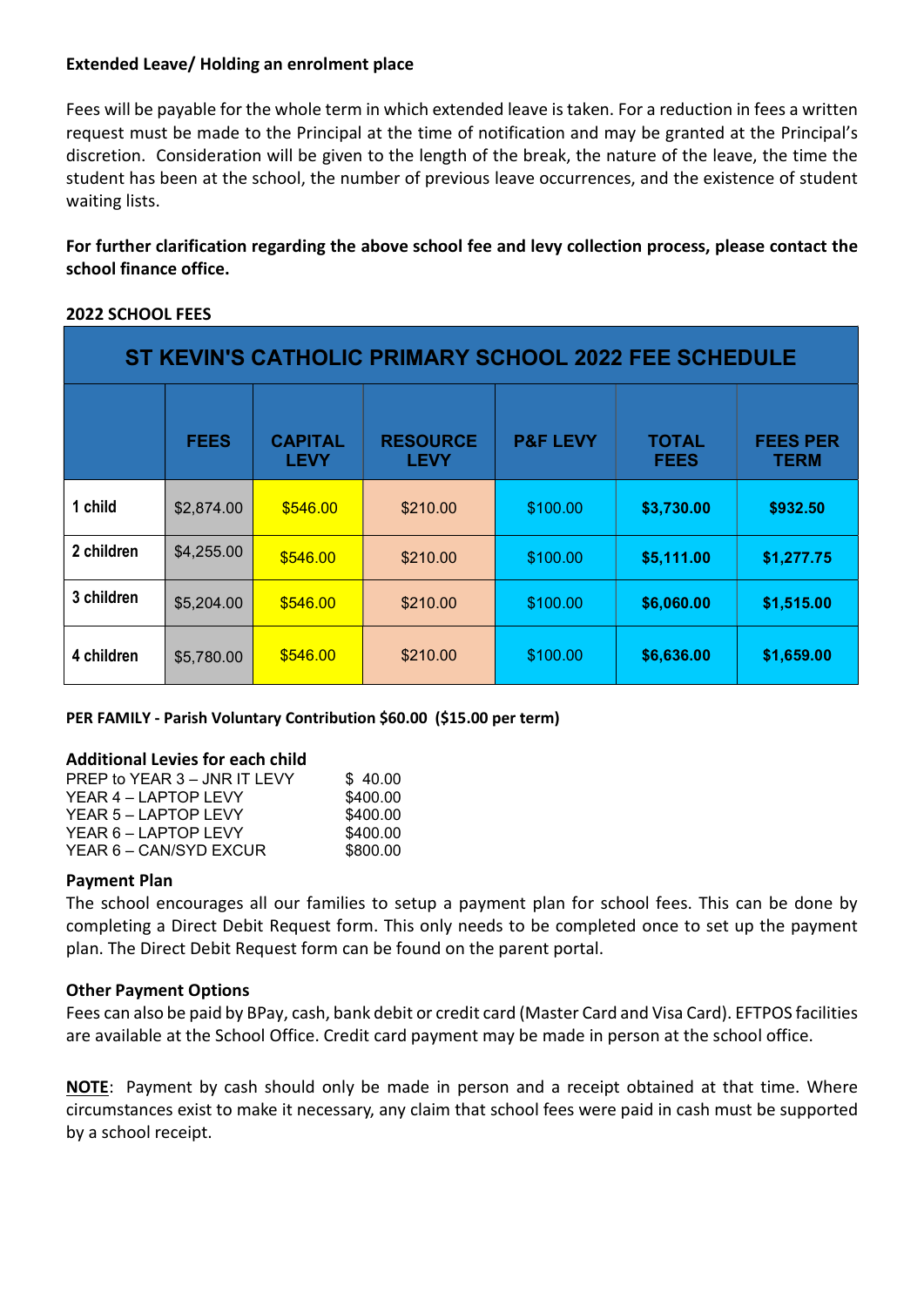**Extended Leave/ Holding an enrolment place**

Fees will be payable for the whole term in which extended leave is taken. For a reduction in fees a written request must be made to the Principal at the time of notification and may be granted at the Principal's discretion. Consideration will be given to the length of the break, the nature of the leave, the time the student has been at the school, the number of previous leave occurrences, and the existence of student waiting lists.

**For further clarification regarding the above school fee and levy collection process, please contact the school finance office.**

**2022 SCHOOL FEES**

**ST KEVIN'S CATHOLIC PRIMARY SCHOOL 2022 FEE SCHEDULE**

| | FEES | CAPITAL LEVY | RESOURCE LEVY | P&F LEVY | TOTAL FEES | FEES PER TERM |
|---|---|---|---|---|---|---|
| 1 child | $2,874.00 | $546.00 | $210.00 | $100.00 | **$3,730.00** | **$932.50** |
| 2 children | $4,255.00 | $546.00 | $210.00 | $100.00 | **$5,111.00** | **$1,277.75** |
| 3 children | $5,204.00 | $546.00 | $210.00 | $100.00 | **$6,060.00** | **$1,515.00** |
| 4 children | $5,780.00 | $546.00 | $210.00 | $100.00 | **$6,636.00** | **$1,659.00** |

**PER FAMILY - Parish Voluntary Contribution $60.00 ($15.00 per term)**

**Additional Levies for each child**

| | |
|---|---|
| PREP to YEAR 3 – JNR IT LEVY | $ 40.00 |
| YEAR 4 – LAPTOP LEVY | $400.00 |
| YEAR 5 – LAPTOP LEVY | $400.00 |
| YEAR 6 – LAPTOP LEVY | $400.00 |
| YEAR 6 – CAN/SYD EXCUR | $800.00 |

**Payment Plan**

The school encourages all our families to setup a payment plan for school fees. This can be done by completing a Direct Debit Request form. This only needs to be completed once to set up the payment plan. The Direct Debit Request form can be found on the parent portal.

**Other Payment Options**

Fees can also be paid by BPay, cash, bank debit or credit card (Master Card and Visa Card). EFTPOS facilities are available at the School Office. Credit card payment may be made in person at the school office.

**NOTE**: Payment by cash should only be made in person and a receipt obtained at that time. Where circumstances exist to make it necessary, any claim that school fees were paid in cash must be supported by a school receipt.